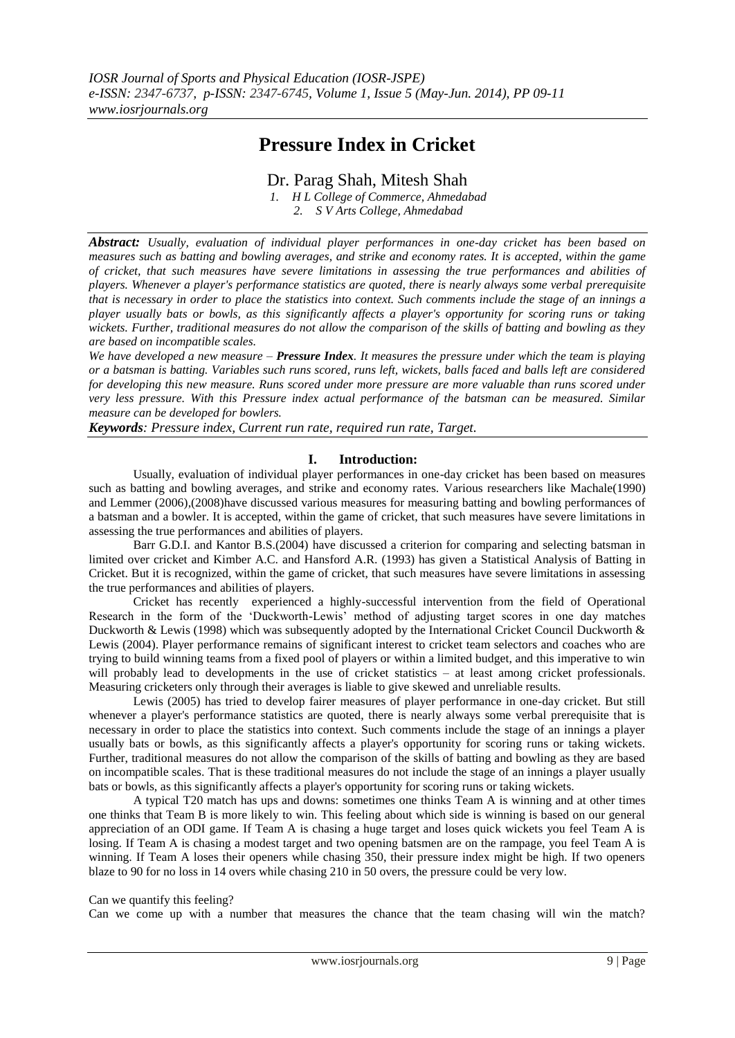# Pressure Index in Cricket

Dr. Parag Shah, Mitesh Shah

1. H L College of Commerce, Ahmedabad
2. S V Arts College, Ahmedabad

***Abstract:*** *Usually, evaluation of individual player performances in one-day cricket has been based on measures such as batting and bowling averages, and strike and economy rates. It is accepted, within the game of cricket, that such measures have severe limitations in assessing the true performances and abilities of players. Whenever a player's performance statistics are quoted, there is nearly always some verbal prerequisite that is necessary in order to place the statistics into context. Such comments include the stage of an innings a player usually bats or bowls, as this significantly affects a player's opportunity for scoring runs or taking wickets. Further, traditional measures do not allow the comparison of the skills of batting and bowling as they are based on incompatible scales.*

*We have developed a new measure –* ***Pressure Index****. It measures the pressure under which the team is playing or a batsman is batting. Variables such runs scored, runs left, wickets, balls faced and balls left are considered for developing this new measure. Runs scored under more pressure are more valuable than runs scored under very less pressure. With this Pressure index actual performance of the batsman can be measured. Similar measure can be developed for bowlers.*

***Keywords****: Pressure index, Current run rate, required run rate, Target.*

## I. Introduction:

Usually, evaluation of individual player performances in one-day cricket has been based on measures such as batting and bowling averages, and strike and economy rates. Various researchers like Machale(1990) and Lemmer (2006),(2008)have discussed various measures for measuring batting and bowling performances of a batsman and a bowler. It is accepted, within the game of cricket, that such measures have severe limitations in assessing the true performances and abilities of players.

Barr G.D.I. and Kantor B.S.(2004) have discussed a criterion for comparing and selecting batsman in limited over cricket and Kimber A.C. and Hansford A.R. (1993) has given a Statistical Analysis of Batting in Cricket. But it is recognized, within the game of cricket, that such measures have severe limitations in assessing the true performances and abilities of players.

Cricket has recently experienced a highly-successful intervention from the field of Operational Research in the form of the 'Duckworth-Lewis' method of adjusting target scores in one day matches Duckworth & Lewis (1998) which was subsequently adopted by the International Cricket Council Duckworth & Lewis (2004). Player performance remains of significant interest to cricket team selectors and coaches who are trying to build winning teams from a fixed pool of players or within a limited budget, and this imperative to win will probably lead to developments in the use of cricket statistics – at least among cricket professionals. Measuring cricketers only through their averages is liable to give skewed and unreliable results.

Lewis (2005) has tried to develop fairer measures of player performance in one-day cricket. But still whenever a player's performance statistics are quoted, there is nearly always some verbal prerequisite that is necessary in order to place the statistics into context. Such comments include the stage of an innings a player usually bats or bowls, as this significantly affects a player's opportunity for scoring runs or taking wickets. Further, traditional measures do not allow the comparison of the skills of batting and bowling as they are based on incompatible scales. That is these traditional measures do not include the stage of an innings a player usually bats or bowls, as this significantly affects a player's opportunity for scoring runs or taking wickets.

A typical T20 match has ups and downs: sometimes one thinks Team A is winning and at other times one thinks that Team B is more likely to win. This feeling about which side is winning is based on our general appreciation of an ODI game. If Team A is chasing a huge target and loses quick wickets you feel Team A is losing. If Team A is chasing a modest target and two opening batsmen are on the rampage, you feel Team A is winning. If Team A loses their openers while chasing 350, their pressure index might be high. If two openers blaze to 90 for no loss in 14 overs while chasing 210 in 50 overs, the pressure could be very low.

Can we quantify this feeling?

Can we come up with a number that measures the chance that the team chasing will win the match?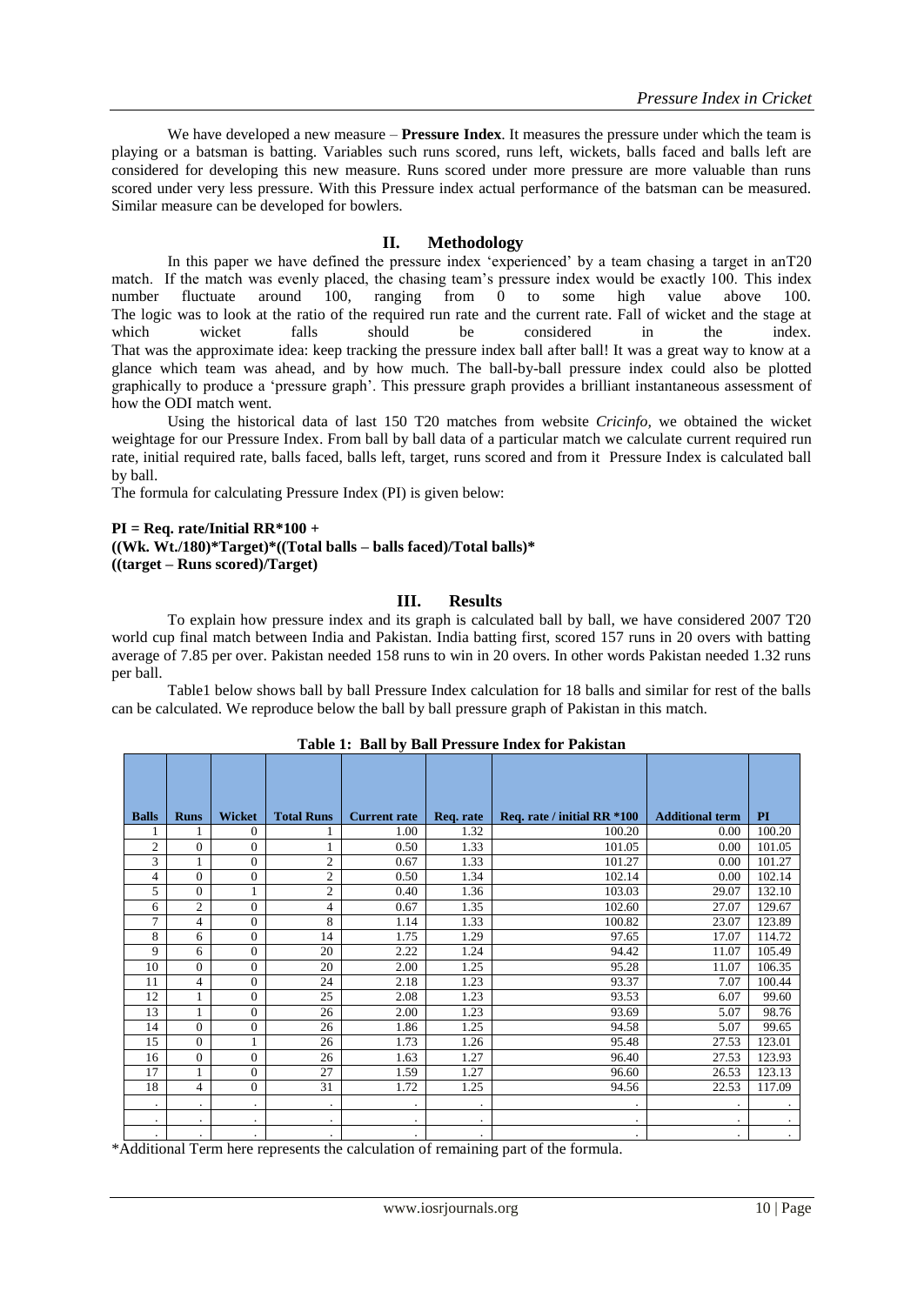We have developed a new measure – **Pressure Index**. It measures the pressure under which the team is playing or a batsman is batting. Variables such runs scored, runs left, wickets, balls faced and balls left are considered for developing this new measure. Runs scored under more pressure are more valuable than runs scored under very less pressure. With this Pressure index actual performance of the batsman can be measured. Similar measure can be developed for bowlers.

## II. Methodology

In this paper we have defined the pressure index 'experienced' by a team chasing a target in anT20 match. If the match was evenly placed, the chasing team's pressure index would be exactly 100. This index number fluctuate around 100, ranging from 0 to some high value above 100. The logic was to look at the ratio of the required run rate and the current rate. Fall of wicket and the stage at which wicket falls should be considered in the index. That was the approximate idea: keep tracking the pressure index ball after ball! It was a great way to know at a glance which team was ahead, and by how much. The ball-by-ball pressure index could also be plotted graphically to produce a 'pressure graph'. This pressure graph provides a brilliant instantaneous assessment of how the ODI match went.

Using the historical data of last 150 T20 matches from website *Cricinfo*, we obtained the wicket weightage for our Pressure Index. From ball by ball data of a particular match we calculate current required run rate, initial required rate, balls faced, balls left, target, runs scored and from it Pressure Index is calculated ball by ball.

The formula for calculating Pressure Index (PI) is given below:

**PI = Req. rate/Initial RR*100 +**
**((Wk. Wt./180)*Target)*((Total balls – balls faced)/Total balls)***
**((target – Runs scored)/Target)**

## III. Results

To explain how pressure index and its graph is calculated ball by ball, we have considered 2007 T20 world cup final match between India and Pakistan. India batting first, scored 157 runs in 20 overs with batting average of 7.85 per over. Pakistan needed 158 runs to win in 20 overs. In other words Pakistan needed 1.32 runs per ball.

Table1 below shows ball by ball Pressure Index calculation for 18 balls and similar for rest of the balls can be calculated. We reproduce below the ball by ball pressure graph of Pakistan in this match.

**Table 1: Ball by Ball Pressure Index for Pakistan**

| Balls | Runs | Wicket | Total Runs | Current rate | Req. rate | Req. rate / initial RR *100 | Additional term | PI |
|---|---|---|---|---|---|---|---|---|
| 1 | 1 | 0 | 1 | 1.00 | 1.32 | 100.20 | 0.00 | 100.20 |
| 2 | 0 | 0 | 1 | 0.50 | 1.33 | 101.05 | 0.00 | 101.05 |
| 3 | 1 | 0 | 2 | 0.67 | 1.33 | 101.27 | 0.00 | 101.27 |
| 4 | 0 | 0 | 2 | 0.50 | 1.34 | 102.14 | 0.00 | 102.14 |
| 5 | 0 | 1 | 2 | 0.40 | 1.36 | 103.03 | 29.07 | 132.10 |
| 6 | 2 | 0 | 4 | 0.67 | 1.35 | 102.60 | 27.07 | 129.67 |
| 7 | 4 | 0 | 8 | 1.14 | 1.33 | 100.82 | 23.07 | 123.89 |
| 8 | 6 | 0 | 14 | 1.75 | 1.29 | 97.65 | 17.07 | 114.72 |
| 9 | 6 | 0 | 20 | 2.22 | 1.24 | 94.42 | 11.07 | 105.49 |
| 10 | 0 | 0 | 20 | 2.00 | 1.25 | 95.28 | 11.07 | 106.35 |
| 11 | 4 | 0 | 24 | 2.18 | 1.23 | 93.37 | 7.07 | 100.44 |
| 12 | 1 | 0 | 25 | 2.08 | 1.23 | 93.53 | 6.07 | 99.60 |
| 13 | 1 | 0 | 26 | 2.00 | 1.23 | 93.69 | 5.07 | 98.76 |
| 14 | 0 | 0 | 26 | 1.86 | 1.25 | 94.58 | 5.07 | 99.65 |
| 15 | 0 | 1 | 26 | 1.73 | 1.26 | 95.48 | 27.53 | 123.01 |
| 16 | 0 | 0 | 26 | 1.63 | 1.27 | 96.40 | 27.53 | 123.93 |
| 17 | 1 | 0 | 27 | 1.59 | 1.27 | 96.60 | 26.53 | 123.13 |
| 18 | 4 | 0 | 31 | 1.72 | 1.25 | 94.56 | 22.53 | 117.09 |
| . | . | . | . | . | . | . | . | . |
| . | . | . | . | . | . | . | . | . |
| . | . | . | . | . | . | . | . | . |

*Additional Term here represents the calculation of remaining part of the formula.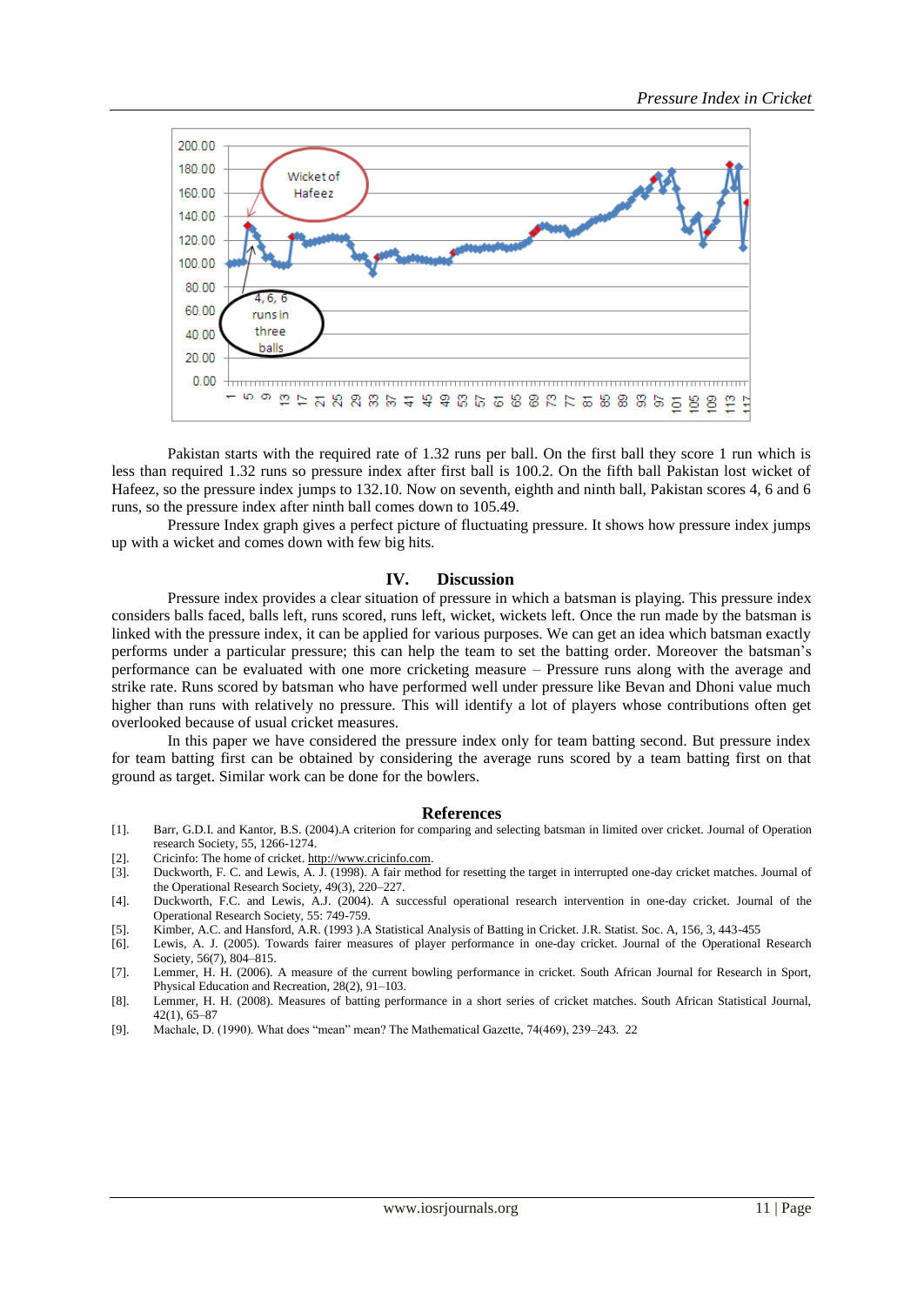200.00
180.00
160.00
140.00
120.00
100.00
80.00
60.00
40.00
20.00
0.00

1 5 9 13 17 21 25 29 33 37 41 45 49 53 57 61 65 69 73 77 81 85 89 93 97 101 105 109 113 117

Wicket of Hafeez

4, 6, 6 runs in three balls

Pakistan starts with the required rate of 1.32 runs per ball. On the first ball they score 1 run which is less than required 1.32 runs so pressure index after first ball is 100.2. On the fifth ball Pakistan lost wicket of Hafeez, so the pressure index jumps to 132.10. Now on seventh, eighth and ninth ball, Pakistan scores 4, 6 and 6 runs, so the pressure index after ninth ball comes down to 105.49.

Pressure Index graph gives a perfect picture of fluctuating pressure. It shows how pressure index jumps up with a wicket and comes down with few big hits.

## IV. Discussion

Pressure index provides a clear situation of pressure in which a batsman is playing. This pressure index considers balls faced, balls left, runs scored, runs left, wicket, wickets left. Once the run made by the batsman is linked with the pressure index, it can be applied for various purposes. We can get an idea which batsman exactly performs under a particular pressure; this can help the team to set the batting order. Moreover the batsman's performance can be evaluated with one more cricketing measure – Pressure runs along with the average and strike rate. Runs scored by batsman who have performed well under pressure like Bevan and Dhoni value much higher than runs with relatively no pressure. This will identify a lot of players whose contributions often get overlooked because of usual cricket measures.

In this paper we have considered the pressure index only for team batting second. But pressure index for team batting first can be obtained by considering the average runs scored by a team batting first on that ground as target. Similar work can be done for the bowlers.

## References

[1]. Barr, G.D.I. and Kantor, B.S. (2004).A criterion for comparing and selecting batsman in limited over cricket. Journal of Operation research Society, 55, 1266-1274.

[2]. Cricinfo: The home of cricket. http://www.cricinfo.com.

[3]. Duckworth, F. C. and Lewis, A. J. (1998). A fair method for resetting the target in interrupted one-day cricket matches. Journal of the Operational Research Society, 49(3), 220–227.

[4]. Duckworth, F.C. and Lewis, A.J. (2004). A successful operational research intervention in one-day cricket. Journal of the Operational Research Society, 55: 749-759.

[5]. Kimber, A.C. and Hansford, A.R. (1993 ).A Statistical Analysis of Batting in Cricket. J.R. Statist. Soc. A, 156, 3, 443-455

[6]. Lewis, A. J. (2005). Towards fairer measures of player performance in one-day cricket. Journal of the Operational Research Society, 56(7), 804–815.

[7]. Lemmer, H. H. (2006). A measure of the current bowling performance in cricket. South African Journal for Research in Sport, Physical Education and Recreation, 28(2), 91–103.

[8]. Lemmer, H. H. (2008). Measures of batting performance in a short series of cricket matches. South African Statistical Journal, 42(1), 65–87

[9]. Machale, D. (1990). What does "mean" mean? The Mathematical Gazette, 74(469), 239–243. 22